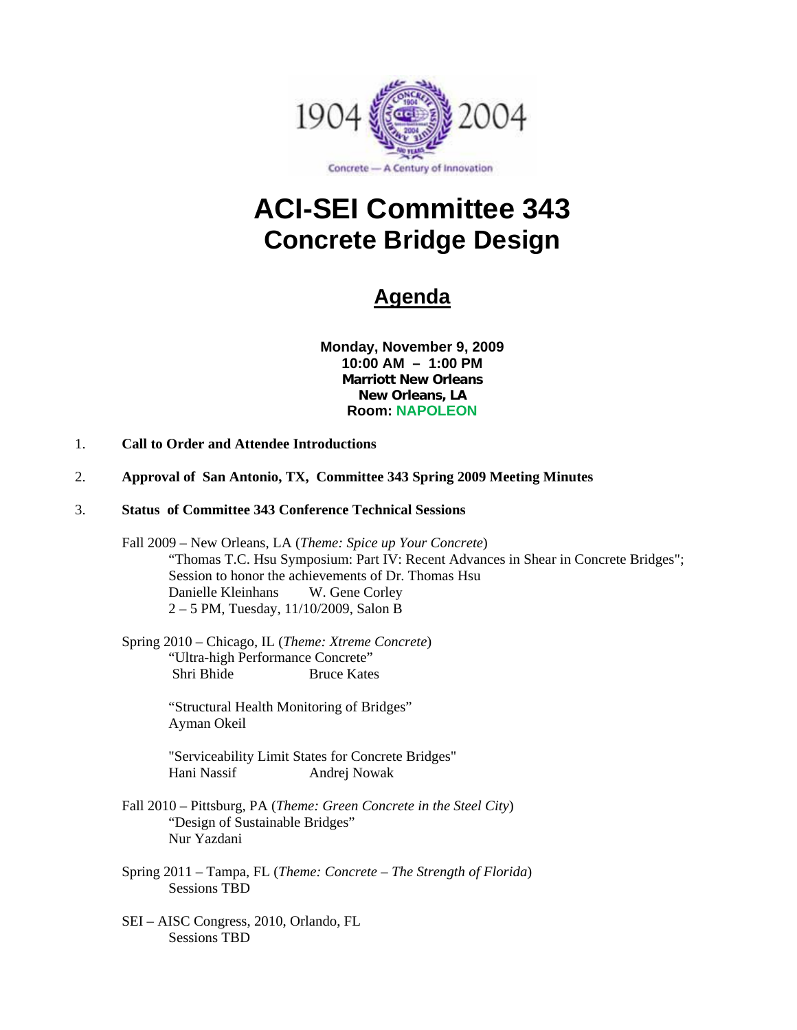# ACI-SEI Committee 343
## Concrete Bridge Design

## Agenda

**Monday, November 9, 2009**
**10:00 AM – 1:00 PM**
**Marriott New Orleans**
**New Orleans, LA**
**Room: NAPOLEON**

1. **Call to Order and Attendee Introductions**

2. **Approval of San Antonio, TX, Committee 343 Spring 2009 Meeting Minutes**

3. **Status of Committee 343 Conference Technical Sessions**

   Fall 2009 – New Orleans, LA (*Theme: Spice up Your Concrete*)
   "Thomas T.C. Hsu Symposium: Part IV: Recent Advances in Shear in Concrete Bridges";
   Session to honor the achievements of Dr. Thomas Hsu
   Danielle Kleinhans W. Gene Corley
   2 – 5 PM, Tuesday, 11/10/2009, Salon B

   Spring 2010 – Chicago, IL (*Theme: Xtreme Concrete*)
   "Ultra-high Performance Concrete"
   Shri Bhide Bruce Kates

   "Structural Health Monitoring of Bridges"
   Ayman Okeil

   "Serviceability Limit States for Concrete Bridges"
   Hani Nassif Andrej Nowak

   Fall 2010 – Pittsburg, PA (*Theme: Green Concrete in the Steel City*)
   "Design of Sustainable Bridges"
   Nur Yazdani

   Spring 2011 – Tampa, FL (*Theme: Concrete – The Strength of Florida*)
   Sessions TBD

   SEI – AISC Congress, 2010, Orlando, FL
   Sessions TBD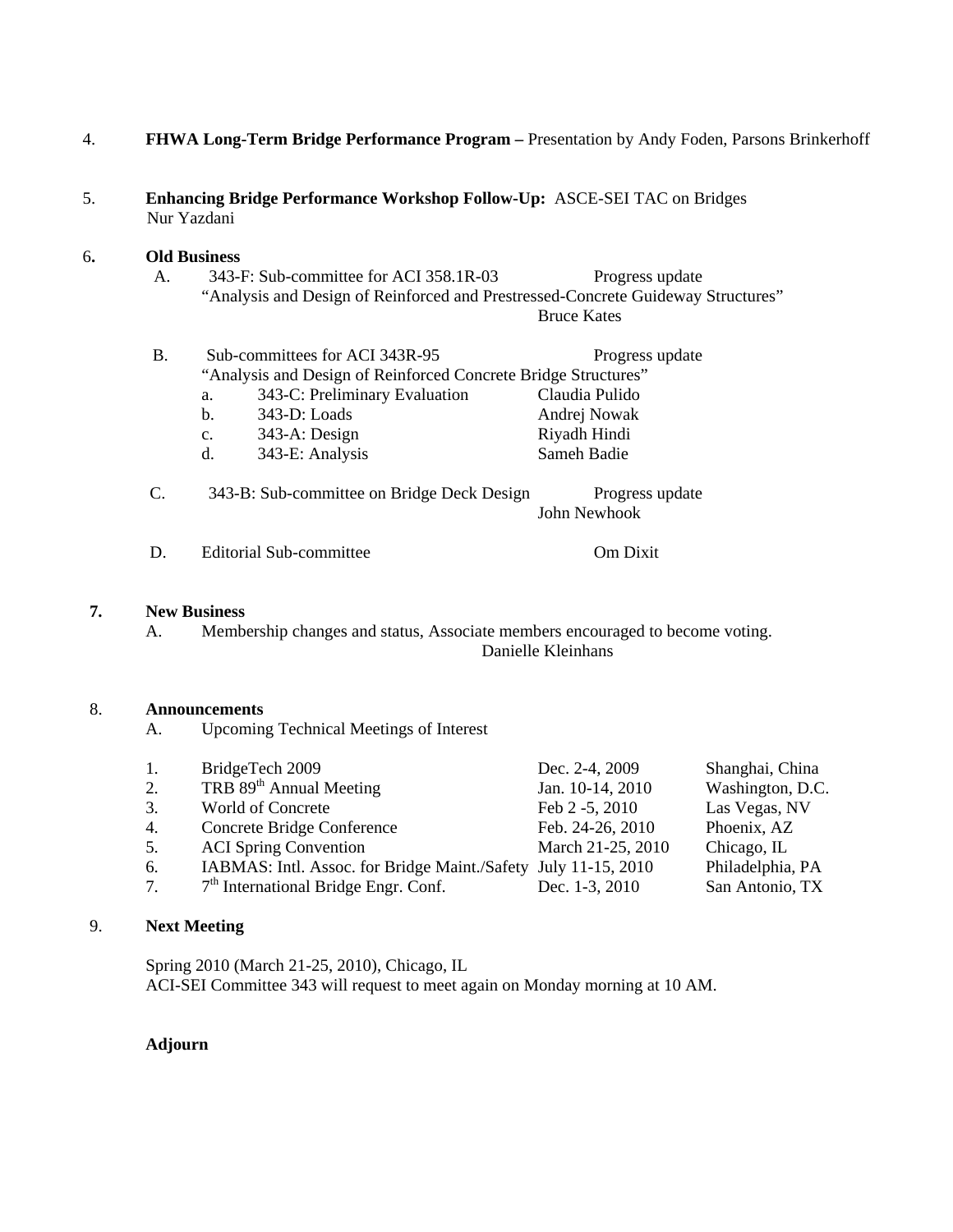4. **FHWA Long-Term Bridge Performance Program –** Presentation by Andy Foden, Parsons Brinkerhoff

5. **Enhancing Bridge Performance Workshop Follow-Up:** ASCE-SEI TAC on Bridges
   Nur Yazdani

6. **Old Business**

   A. 343-F: Sub-committee for ACI 358.1R-03 — Progress update
   "Analysis and Design of Reinforced and Prestressed-Concrete Guideway Structures"
   Bruce Kates

   B. Sub-committees for ACI 343R-95 — Progress update
   "Analysis and Design of Reinforced Concrete Bridge Structures"

   | | | |
   |---|---|---|
   | a. | 343-C: Preliminary Evaluation | Claudia Pulido |
   | b. | 343-D: Loads | Andrej Nowak |
   | c. | 343-A: Design | Riyadh Hindi |
   | d. | 343-E: Analysis | Sameh Badie |

   C. 343-B: Sub-committee on Bridge Deck Design — Progress update
   John Newhook

   D. Editorial Sub-committee — Om Dixit

7. **New Business**

   A. Membership changes and status, Associate members encouraged to become voting.
   Danielle Kleinhans

8. **Announcements**

   A. Upcoming Technical Meetings of Interest

| | | | |
|---|---|---|---|
| 1. | BridgeTech 2009 | Dec. 2-4, 2009 | Shanghai, China |
| 2. | TRB 89th Annual Meeting | Jan. 10-14, 2010 | Washington, D.C. |
| 3. | World of Concrete | Feb 2 -5, 2010 | Las Vegas, NV |
| 4. | Concrete Bridge Conference | Feb. 24-26, 2010 | Phoenix, AZ |
| 5. | ACI Spring Convention | March 21-25, 2010 | Chicago, IL |
| 6. | IABMAS: Intl. Assoc. for Bridge Maint./Safety | July 11-15, 2010 | Philadelphia, PA |
| 7. | 7th International Bridge Engr. Conf. | Dec. 1-3, 2010 | San Antonio, TX |

9. **Next Meeting**

   Spring 2010 (March 21-25, 2010), Chicago, IL
   ACI-SEI Committee 343 will request to meet again on Monday morning at 10 AM.

**Adjourn**